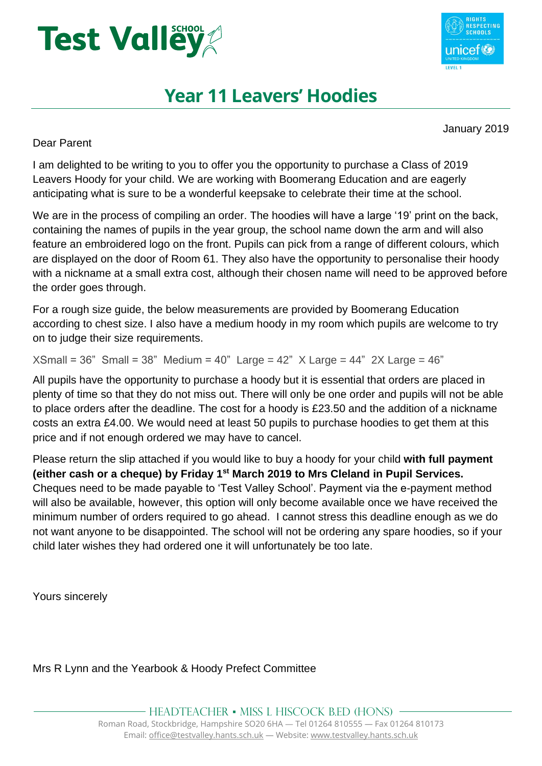Test Valley School

RIGHTS RESPECTING SCHOOLS unicef UNITED KINGDOM LEVEL 1

# Year 11 Leavers' Hoodies

January 2019

Dear Parent

I am delighted to be writing to you to offer you the opportunity to purchase a Class of 2019 Leavers Hoody for your child. We are working with Boomerang Education and are eagerly anticipating what is sure to be a wonderful keepsake to celebrate their time at the school.

We are in the process of compiling an order. The hoodies will have a large '19' print on the back, containing the names of pupils in the year group, the school name down the arm and will also feature an embroidered logo on the front. Pupils can pick from a range of different colours, which are displayed on the door of Room 61. They also have the opportunity to personalise their hoody with a nickname at a small extra cost, although their chosen name will need to be approved before the order goes through.

For a rough size guide, the below measurements are provided by Boomerang Education according to chest size. I also have a medium hoody in my room which pupils are welcome to try on to judge their size requirements.

XSmall = 36"  Small = 38"  Medium = 40"  Large = 42"  X Large = 44"  2X Large = 46"

All pupils have the opportunity to purchase a hoody but it is essential that orders are placed in plenty of time so that they do not miss out. There will only be one order and pupils will not be able to place orders after the deadline. The cost for a hoody is £23.50 and the addition of a nickname costs an extra £4.00. We would need at least 50 pupils to purchase hoodies to get them at this price and if not enough ordered we may have to cancel.

Please return the slip attached if you would like to buy a hoody for your child **with full payment (either cash or a cheque) by Friday 1st March 2019 to Mrs Cleland in Pupil Services.** Cheques need to be made payable to 'Test Valley School'. Payment via the e-payment method will also be available, however, this option will only become available once we have received the minimum number of orders required to go ahead. I cannot stress this deadline enough as we do not want anyone to be disappointed. The school will not be ordering any spare hoodies, so if your child later wishes they had ordered one it will unfortunately be too late.

Yours sincerely

Mrs R Lynn and the Yearbook & Hoody Prefect Committee

HEADTEACHER ▪ MISS L HISCOCK B.ED (HONS)

Roman Road, Stockbridge, Hampshire SO20 6HA — Tel 01264 810555 — Fax 01264 810173

Email: office@testvalley.hants.sch.uk — Website: www.testvalley.hants.sch.uk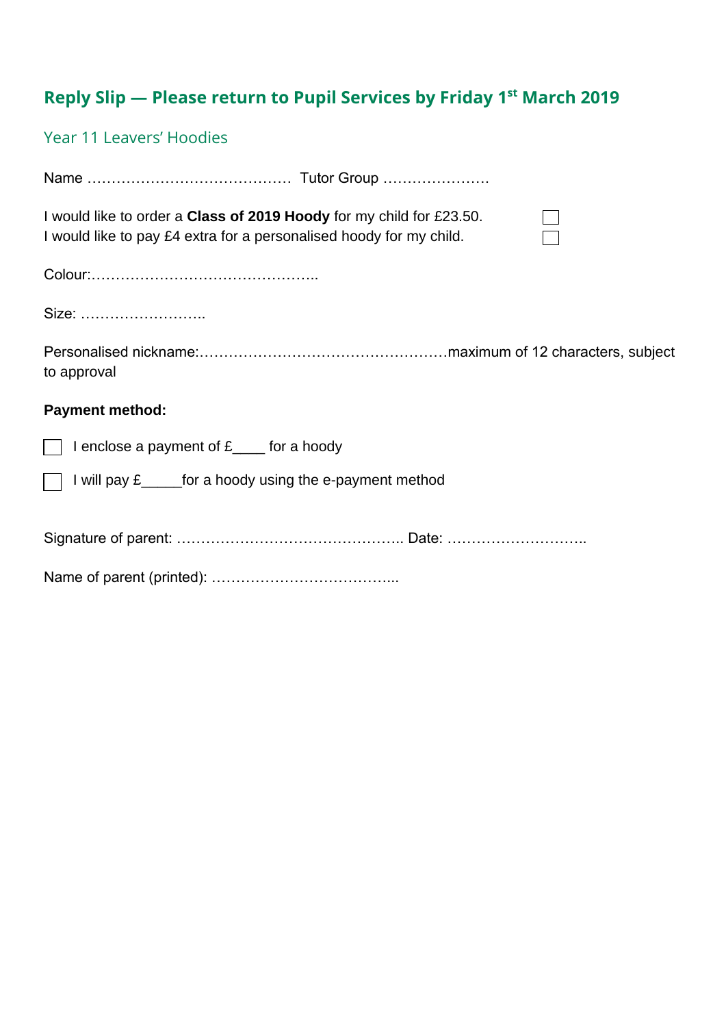## Reply Slip — Please return to Pupil Services by Friday 1st March 2019

### Year 11 Leavers' Hoodies

Name …………………………………… Tutor Group ………………….

I would like to order a **Class of 2019 Hoody** for my child for £23.50. ☐
I would like to pay £4 extra for a personalised hoody for my child. ☐

Colour:………………………………………..

Size: ……………………..

Personalised nickname:……………………………………………maximum of 12 characters, subject to approval

**Payment method:**

☐ I enclose a payment of £____ for a hoody

☐ I will pay £_____for a hoody using the e-payment method

Signature of parent: ……………………………………….. Date: ………………………..

Name of parent (printed): ………………………………...